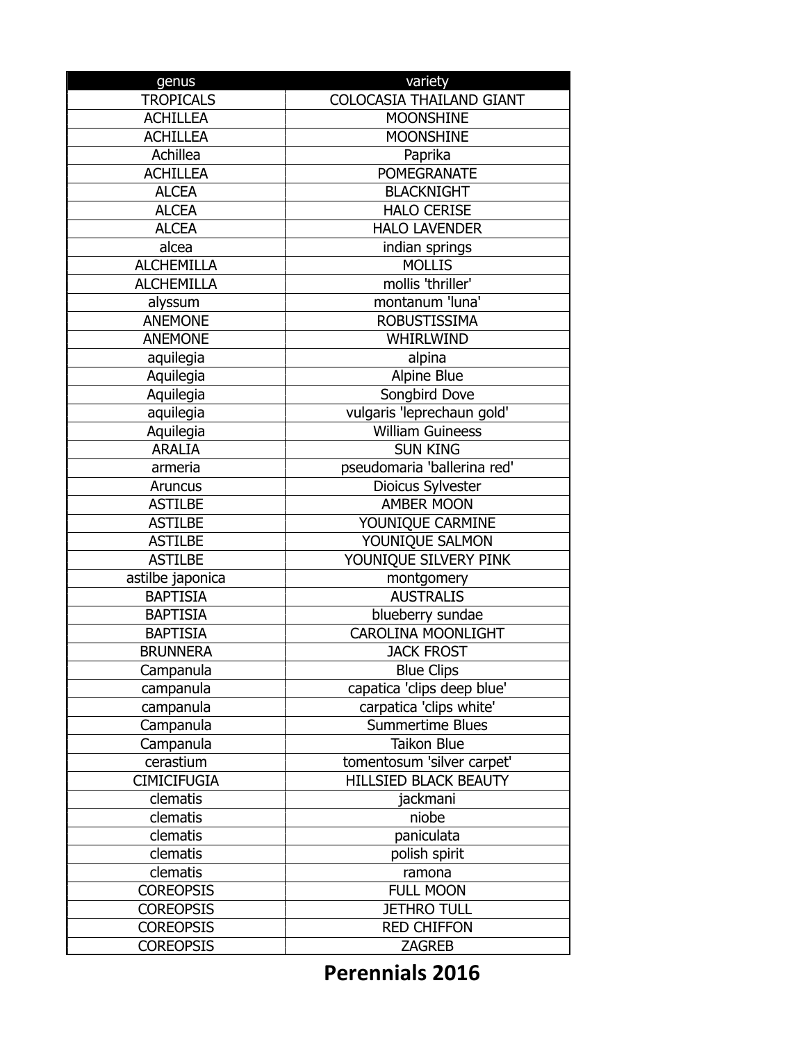| genus | variety |
|---|---|
| TROPICALS | COLOCASIA THAILAND GIANT |
| ACHILLEA | MOONSHINE |
| ACHILLEA | MOONSHINE |
| Achillea | Paprika |
| ACHILLEA | POMEGRANATE |
| ALCEA | BLACKNIGHT |
| ALCEA | HALO CERISE |
| ALCEA | HALO LAVENDER |
| alcea | indian springs |
| ALCHEMILLA | MOLLIS |
| ALCHEMILLA | mollis 'thriller' |
| alyssum | montanum 'luna' |
| ANEMONE | ROBUSTISSIMA |
| ANEMONE | WHIRLWIND |
| aquilegia | alpina |
| Aquilegia | Alpine Blue |
| Aquilegia | Songbird Dove |
| aquilegia | vulgaris 'leprechaun gold' |
| Aquilegia | William Guineess |
| ARALIA | SUN KING |
| armeria | pseudomaria 'ballerina red' |
| Aruncus | Dioicus Sylvester |
| ASTILBE | AMBER MOON |
| ASTILBE | YOUNIQUE CARMINE |
| ASTILBE | YOUNIQUE SALMON |
| ASTILBE | YOUNIQUE SILVERY PINK |
| astilbe japonica | montgomery |
| BAPTISIA | AUSTRALIS |
| BAPTISIA | blueberry sundae |
| BAPTISIA | CAROLINA MOONLIGHT |
| BRUNNERA | JACK FROST |
| Campanula | Blue Clips |
| campanula | capatica 'clips deep blue' |
| campanula | carpatica 'clips white' |
| Campanula | Summertime Blues |
| Campanula | Taikon Blue |
| cerastium | tomentosum 'silver carpet' |
| CIMICIFUGIA | HILLSIED BLACK BEAUTY |
| clematis | jackmani |
| clematis | niobe |
| clematis | paniculata |
| clematis | polish spirit |
| clematis | ramona |
| COREOPSIS | FULL MOON |
| COREOPSIS | JETHRO TULL |
| COREOPSIS | RED CHIFFON |
| COREOPSIS | ZAGREB |

**Perennials 2016**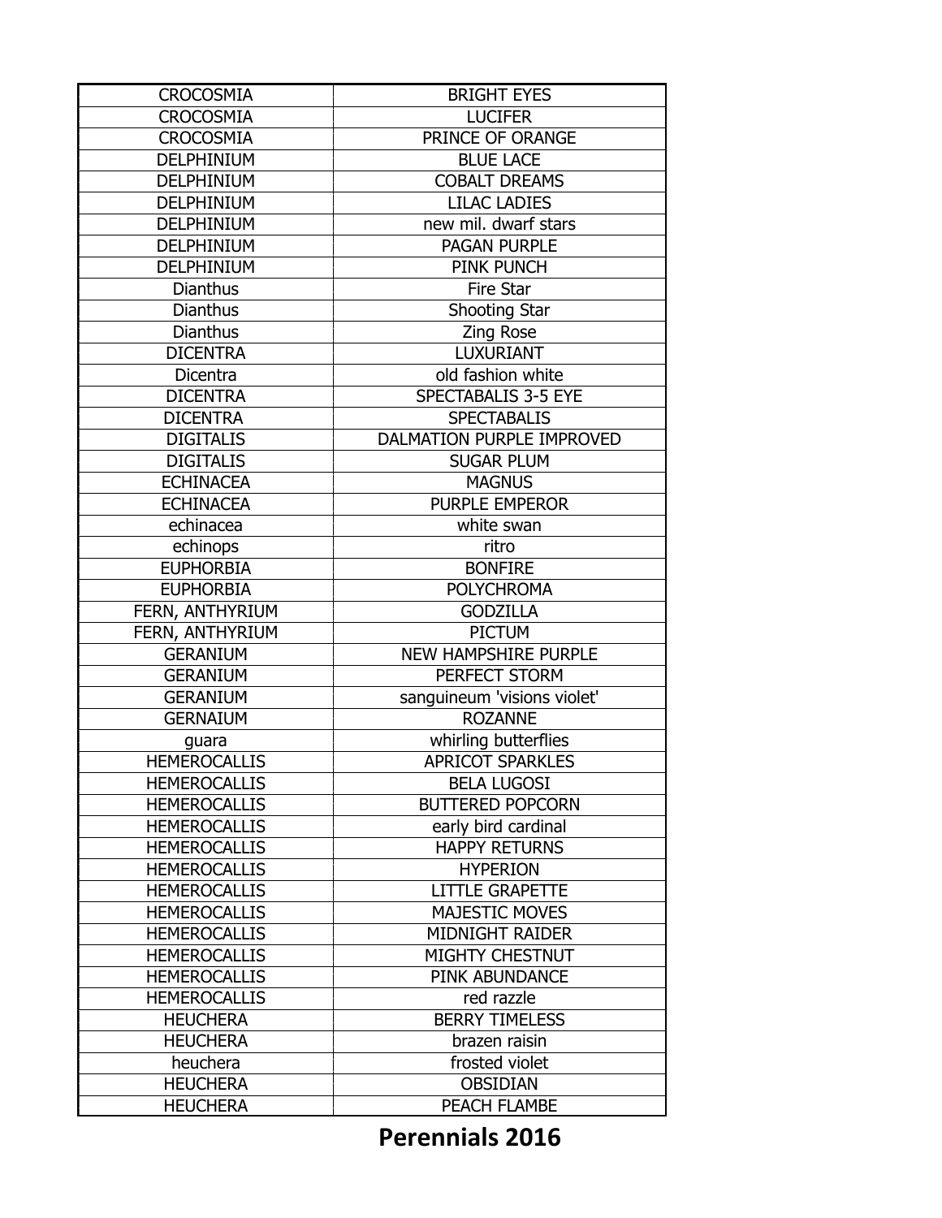| CROCOSMIA | BRIGHT EYES |
| --- | --- |
| CROCOSMIA | LUCIFER |
| CROCOSMIA | PRINCE OF ORANGE |
| DELPHINIUM | BLUE LACE |
| DELPHINIUM | COBALT DREAMS |
| DELPHINIUM | LILAC LADIES |
| DELPHINIUM | new mil. dwarf stars |
| DELPHINIUM | PAGAN PURPLE |
| DELPHINIUM | PINK PUNCH |
| Dianthus | Fire Star |
| Dianthus | Shooting Star |
| Dianthus | Zing Rose |
| DICENTRA | LUXURIANT |
| Dicentra | old fashion white |
| DICENTRA | SPECTABALIS 3-5 EYE |
| DICENTRA | SPECTABALIS |
| DIGITALIS | DALMATION PURPLE IMPROVED |
| DIGITALIS | SUGAR PLUM |
| ECHINACEA | MAGNUS |
| ECHINACEA | PURPLE EMPEROR |
| echinacea | white swan |
| echinops | ritro |
| EUPHORBIA | BONFIRE |
| EUPHORBIA | POLYCHROMA |
| FERN, ANTHYRIUM | GODZILLA |
| FERN, ANTHYRIUM | PICTUM |
| GERANIUM | NEW HAMPSHIRE PURPLE |
| GERANIUM | PERFECT STORM |
| GERANIUM | sanguineum 'visions violet' |
| GERNAIUM | ROZANNE |
| guara | whirling butterflies |
| HEMEROCALLIS | APRICOT SPARKLES |
| HEMEROCALLIS | BELA LUGOSI |
| HEMEROCALLIS | BUTTERED POPCORN |
| HEMEROCALLIS | early bird cardinal |
| HEMEROCALLIS | HAPPY RETURNS |
| HEMEROCALLIS | HYPERION |
| HEMEROCALLIS | LITTLE GRAPETTE |
| HEMEROCALLIS | MAJESTIC MOVES |
| HEMEROCALLIS | MIDNIGHT RAIDER |
| HEMEROCALLIS | MIGHTY CHESTNUT |
| HEMEROCALLIS | PINK ABUNDANCE |
| HEMEROCALLIS | red razzle |
| HEUCHERA | BERRY TIMELESS |
| HEUCHERA | brazen raisin |
| heuchera | frosted violet |
| HEUCHERA | OBSIDIAN |
| HEUCHERA | PEACH FLAMBE |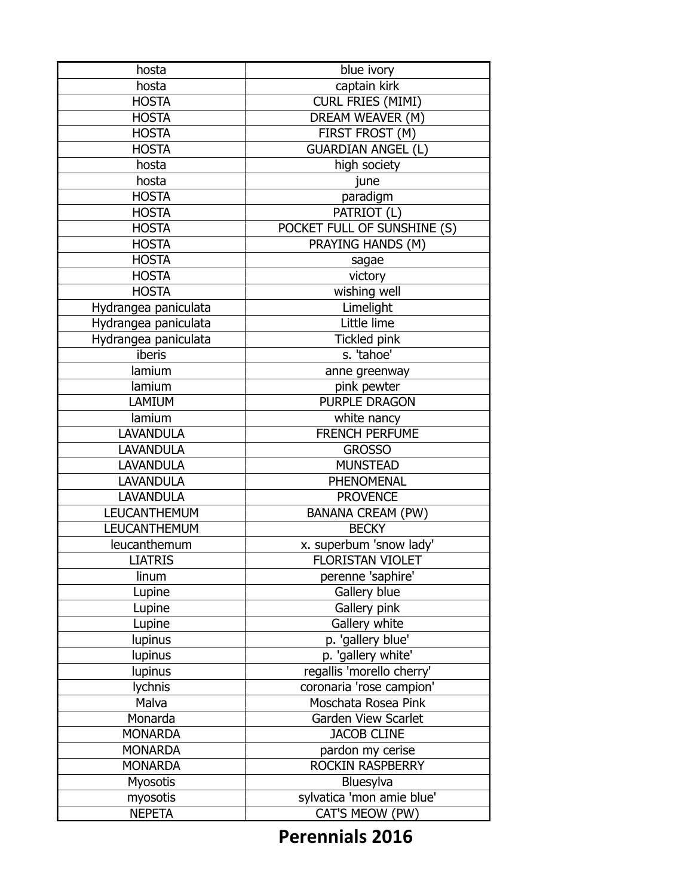| hosta | blue ivory |
|---|---|
| hosta | captain kirk |
| HOSTA | CURL FRIES (MIMI) |
| HOSTA | DREAM WEAVER (M) |
| HOSTA | FIRST FROST (M) |
| HOSTA | GUARDIAN ANGEL (L) |
| hosta | high society |
| hosta | june |
| HOSTA | paradigm |
| HOSTA | PATRIOT (L) |
| HOSTA | POCKET FULL OF SUNSHINE (S) |
| HOSTA | PRAYING HANDS (M) |
| HOSTA | sagae |
| HOSTA | victory |
| HOSTA | wishing well |
| Hydrangea paniculata | Limelight |
| Hydrangea paniculata | Little lime |
| Hydrangea paniculata | Tickled pink |
| iberis | s. 'tahoe' |
| lamium | anne greenway |
| lamium | pink pewter |
| LAMIUM | PURPLE DRAGON |
| lamium | white nancy |
| LAVANDULA | FRENCH PERFUME |
| LAVANDULA | GROSSO |
| LAVANDULA | MUNSTEAD |
| LAVANDULA | PHENOMENAL |
| LAVANDULA | PROVENCE |
| LEUCANTHEMUM | BANANA CREAM (PW) |
| LEUCANTHEMUM | BECKY |
| leucanthemum | x. superbum 'snow lady' |
| LIATRIS | FLORISTAN VIOLET |
| linum | perenne 'saphire' |
| Lupine | Gallery blue |
| Lupine | Gallery pink |
| Lupine | Gallery white |
| lupinus | p. 'gallery blue' |
| lupinus | p. 'gallery white' |
| lupinus | regallis 'morello cherry' |
| lychnis | coronaria 'rose campion' |
| Malva | Moschata Rosea Pink |
| Monarda | Garden View Scarlet |
| MONARDA | JACOB CLINE |
| MONARDA | pardon my cerise |
| MONARDA | ROCKIN RASPBERRY |
| Myosotis | Bluesylva |
| myosotis | sylvatica 'mon amie blue' |
| NEPETA | CAT'S MEOW (PW) |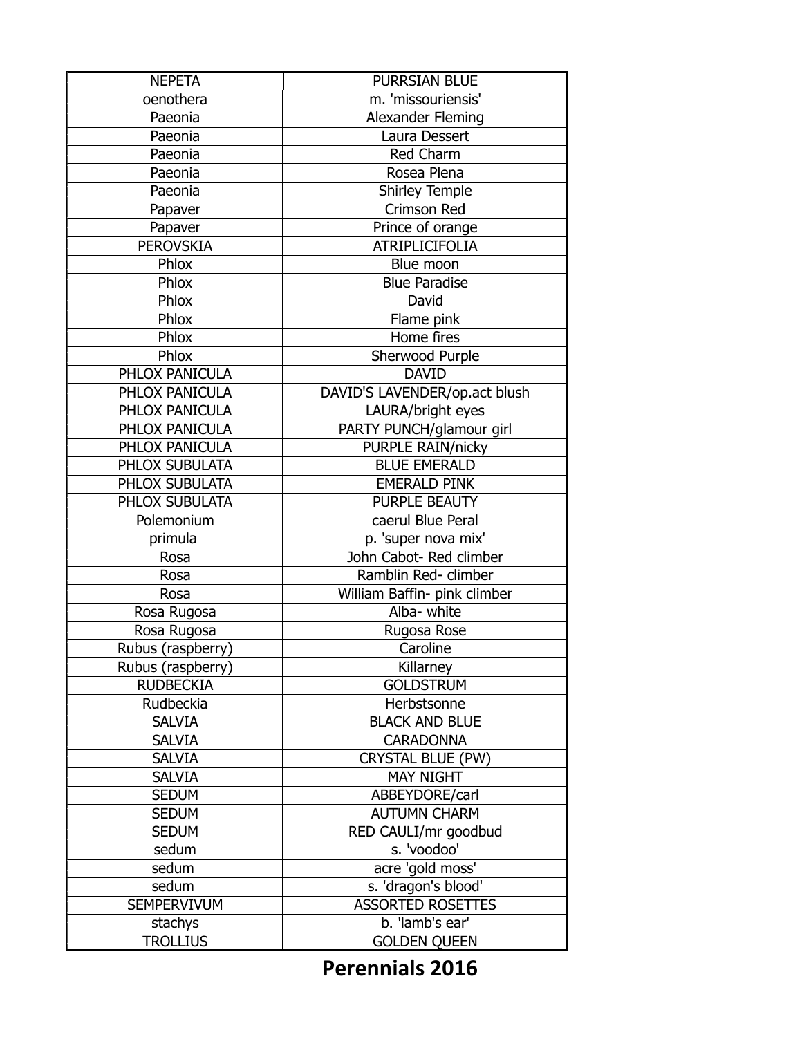| NEPETA | PURRSIAN BLUE |
|---|---|
| oenothera | m. 'missouriensis' |
| Paeonia | Alexander Fleming |
| Paeonia | Laura Dessert |
| Paeonia | Red Charm |
| Paeonia | Rosea Plena |
| Paeonia | Shirley Temple |
| Papaver | Crimson Red |
| Papaver | Prince of orange |
| PEROVSKIA | ATRIPLICIFOLIA |
| Phlox | Blue moon |
| Phlox | Blue Paradise |
| Phlox | David |
| Phlox | Flame pink |
| Phlox | Home fires |
| Phlox | Sherwood Purple |
| PHLOX PANICULA | DAVID |
| PHLOX PANICULA | DAVID'S LAVENDER/op.act blush |
| PHLOX PANICULA | LAURA/bright eyes |
| PHLOX PANICULA | PARTY PUNCH/glamour girl |
| PHLOX PANICULA | PURPLE RAIN/nicky |
| PHLOX SUBULATA | BLUE EMERALD |
| PHLOX SUBULATA | EMERALD PINK |
| PHLOX SUBULATA | PURPLE BEAUTY |
| Polemonium | caerul Blue Peral |
| primula | p. 'super nova mix' |
| Rosa | John Cabot- Red climber |
| Rosa | Ramblin Red- climber |
| Rosa | William Baffin- pink climber |
| Rosa Rugosa | Alba- white |
| Rosa Rugosa | Rugosa Rose |
| Rubus (raspberry) | Caroline |
| Rubus (raspberry) | Killarney |
| RUDBECKIA | GOLDSTRUM |
| Rudbeckia | Herbstsonne |
| SALVIA | BLACK AND BLUE |
| SALVIA | CARADONNA |
| SALVIA | CRYSTAL BLUE (PW) |
| SALVIA | MAY NIGHT |
| SEDUM | ABBEYDORE/carl |
| SEDUM | AUTUMN CHARM |
| SEDUM | RED CAULI/mr goodbud |
| sedum | s. 'voodoo' |
| sedum | acre 'gold moss' |
| sedum | s. 'dragon's blood' |
| SEMPERVIVUM | ASSORTED ROSETTES |
| stachys | b. 'lamb's ear' |
| TROLLIUS | GOLDEN QUEEN |

**Perennials 2016**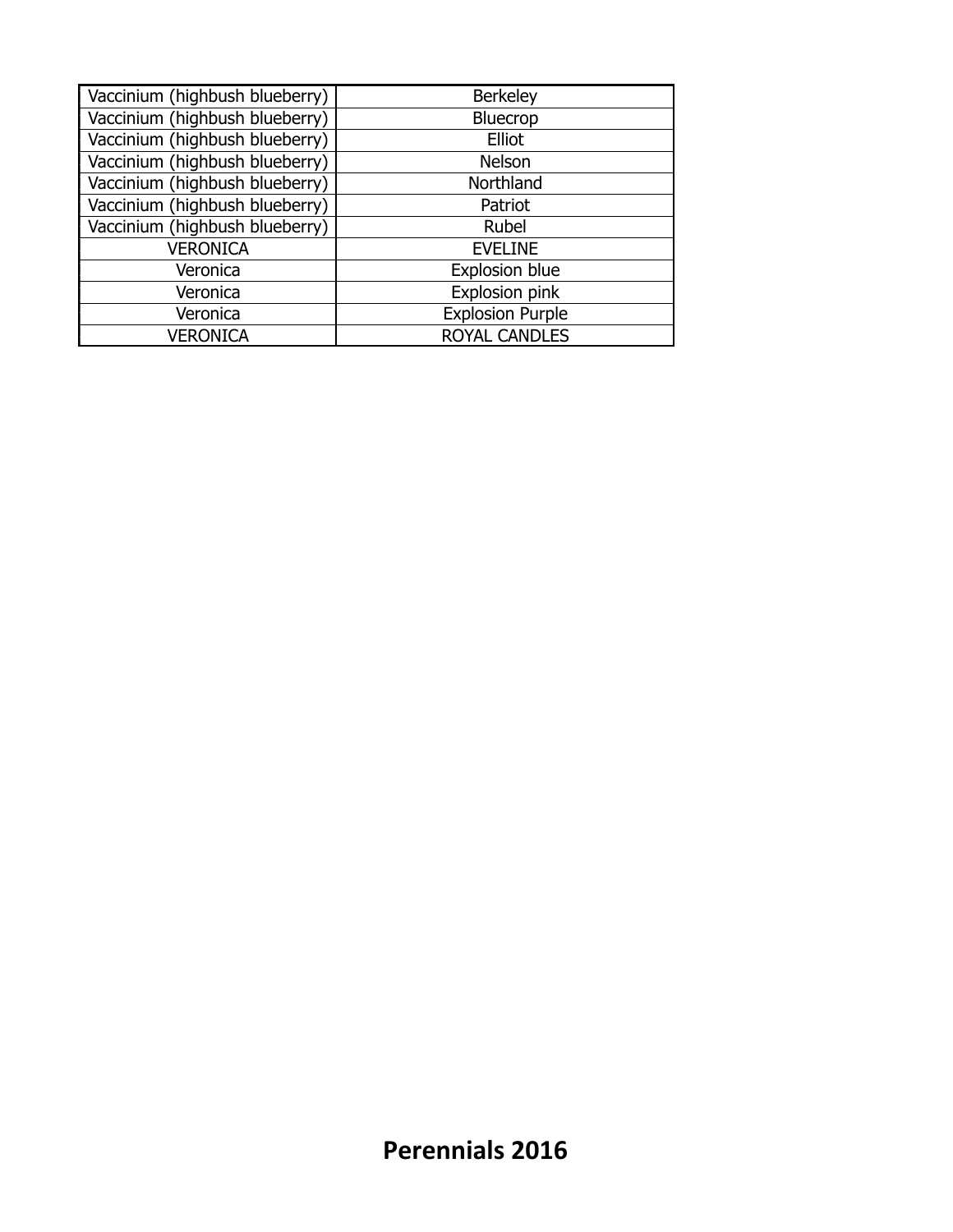| | |
|---|---|
| Vaccinium (highbush blueberry) | Berkeley |
| Vaccinium (highbush blueberry) | Bluecrop |
| Vaccinium (highbush blueberry) | Elliot |
| Vaccinium (highbush blueberry) | Nelson |
| Vaccinium (highbush blueberry) | Northland |
| Vaccinium (highbush blueberry) | Patriot |
| Vaccinium (highbush blueberry) | Rubel |
| VERONICA | EVELINE |
| Veronica | Explosion blue |
| Veronica | Explosion pink |
| Veronica | Explosion Purple |
| VERONICA | ROYAL CANDLES |